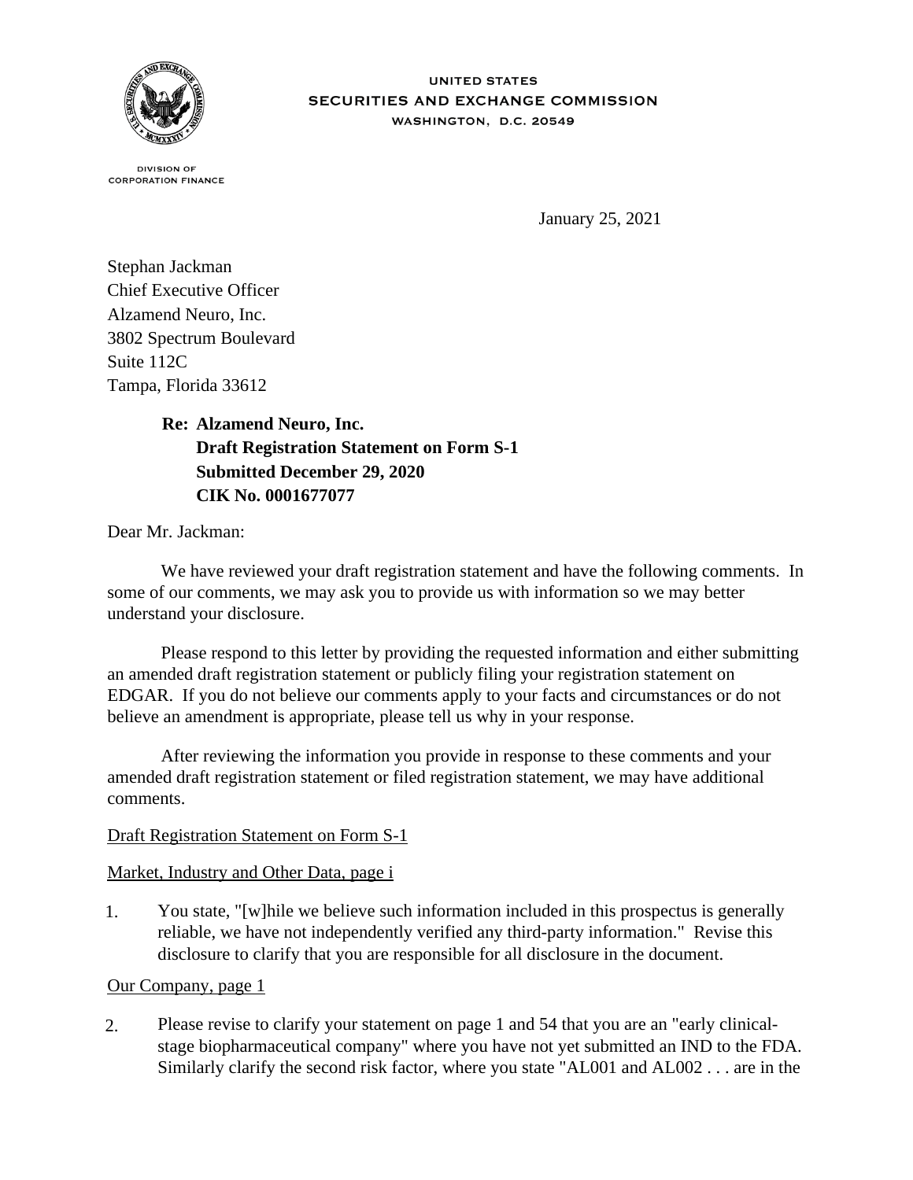UNITED STATES
SECURITIES AND EXCHANGE COMMISSION
WASHINGTON, D.C. 20549

DIVISION OF
CORPORATION FINANCE

January 25, 2021

Stephan Jackman
Chief Executive Officer
Alzamend Neuro, Inc.
3802 Spectrum Boulevard
Suite 112C
Tampa, Florida 33612

**Re: Alzamend Neuro, Inc.**
**Draft Registration Statement on Form S-1**
**Submitted December 29, 2020**
**CIK No. 0001677077**

Dear Mr. Jackman:

We have reviewed your draft registration statement and have the following comments. In some of our comments, we may ask you to provide us with information so we may better understand your disclosure.

Please respond to this letter by providing the requested information and either submitting an amended draft registration statement or publicly filing your registration statement on EDGAR. If you do not believe our comments apply to your facts and circumstances or do not believe an amendment is appropriate, please tell us why in your response.

After reviewing the information you provide in response to these comments and your amended draft registration statement or filed registration statement, we may have additional comments.

Draft Registration Statement on Form S-1

Market, Industry and Other Data, page i

1. You state, "[w]hile we believe such information included in this prospectus is generally reliable, we have not independently verified any third-party information." Revise this disclosure to clarify that you are responsible for all disclosure in the document.

Our Company, page 1

2. Please revise to clarify your statement on page 1 and 54 that you are an "early clinical-stage biopharmaceutical company" where you have not yet submitted an IND to the FDA. Similarly clarify the second risk factor, where you state "AL001 and AL002 . . . are in the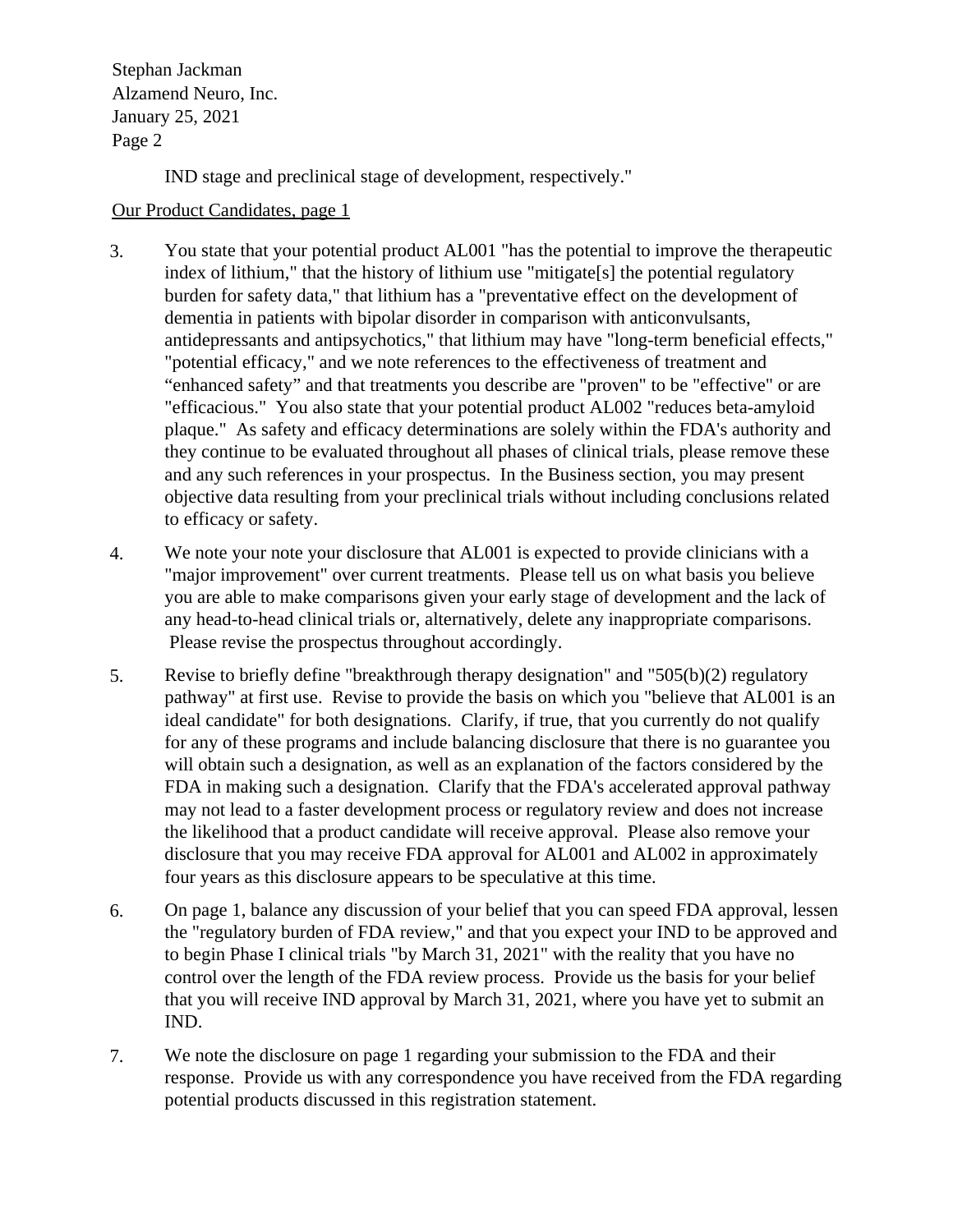IND stage and preclinical stage of development, respectively."

Our Product Candidates, page 1

3. You state that your potential product AL001 "has the potential to improve the therapeutic index of lithium," that the history of lithium use "mitigate[s] the potential regulatory burden for safety data," that lithium has a "preventative effect on the development of dementia in patients with bipolar disorder in comparison with anticonvulsants, antidepressants and antipsychotics," that lithium may have "long-term beneficial effects," "potential efficacy," and we note references to the effectiveness of treatment and "enhanced safety" and that treatments you describe are "proven" to be "effective" or are "efficacious." You also state that your potential product AL002 "reduces beta-amyloid plaque." As safety and efficacy determinations are solely within the FDA's authority and they continue to be evaluated throughout all phases of clinical trials, please remove these and any such references in your prospectus. In the Business section, you may present objective data resulting from your preclinical trials without including conclusions related to efficacy or safety.

4. We note your note your disclosure that AL001 is expected to provide clinicians with a "major improvement" over current treatments. Please tell us on what basis you believe you are able to make comparisons given your early stage of development and the lack of any head-to-head clinical trials or, alternatively, delete any inappropriate comparisons. Please revise the prospectus throughout accordingly.

5. Revise to briefly define "breakthrough therapy designation" and "505(b)(2) regulatory pathway" at first use. Revise to provide the basis on which you "believe that AL001 is an ideal candidate" for both designations. Clarify, if true, that you currently do not qualify for any of these programs and include balancing disclosure that there is no guarantee you will obtain such a designation, as well as an explanation of the factors considered by the FDA in making such a designation. Clarify that the FDA's accelerated approval pathway may not lead to a faster development process or regulatory review and does not increase the likelihood that a product candidate will receive approval. Please also remove your disclosure that you may receive FDA approval for AL001 and AL002 in approximately four years as this disclosure appears to be speculative at this time.

6. On page 1, balance any discussion of your belief that you can speed FDA approval, lessen the "regulatory burden of FDA review," and that you expect your IND to be approved and to begin Phase I clinical trials "by March 31, 2021" with the reality that you have no control over the length of the FDA review process. Provide us the basis for your belief that you will receive IND approval by March 31, 2021, where you have yet to submit an IND.

7. We note the disclosure on page 1 regarding your submission to the FDA and their response. Provide us with any correspondence you have received from the FDA regarding potential products discussed in this registration statement.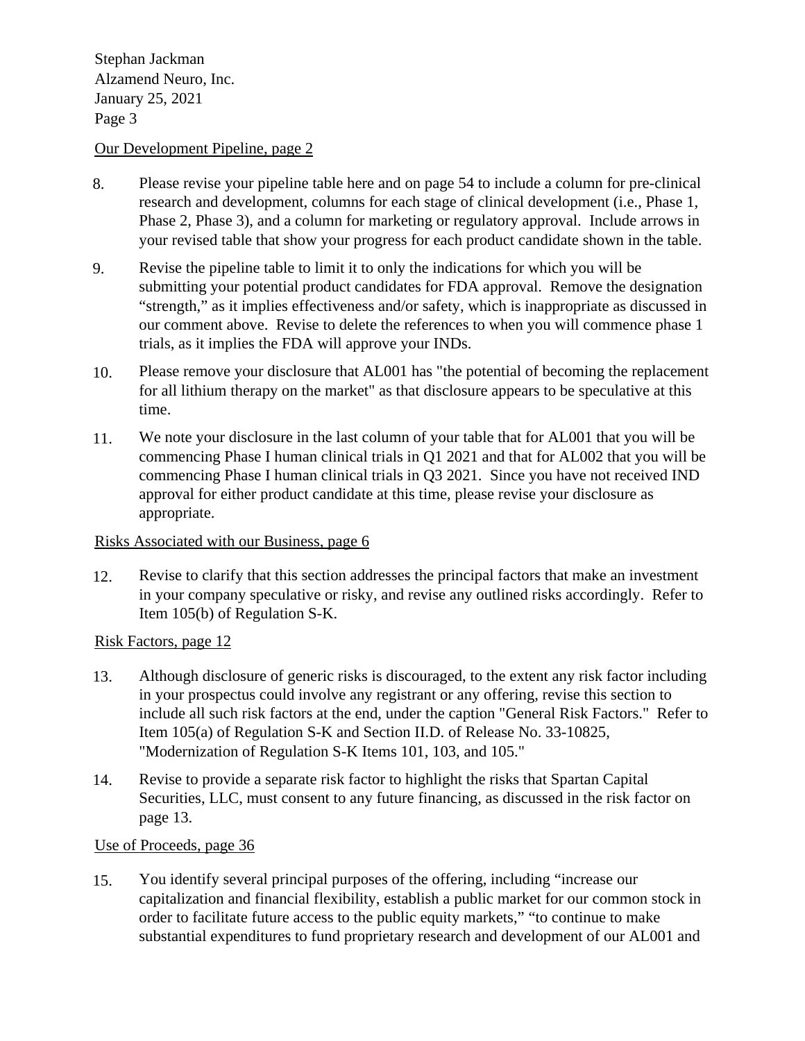Our Development Pipeline, page 2

8. Please revise your pipeline table here and on page 54 to include a column for pre-clinical research and development, columns for each stage of clinical development (i.e., Phase 1, Phase 2, Phase 3), and a column for marketing or regulatory approval. Include arrows in your revised table that show your progress for each product candidate shown in the table.

9. Revise the pipeline table to limit it to only the indications for which you will be submitting your potential product candidates for FDA approval. Remove the designation "strength," as it implies effectiveness and/or safety, which is inappropriate as discussed in our comment above. Revise to delete the references to when you will commence phase 1 trials, as it implies the FDA will approve your INDs.

10. Please remove your disclosure that AL001 has "the potential of becoming the replacement for all lithium therapy on the market" as that disclosure appears to be speculative at this time.

11. We note your disclosure in the last column of your table that for AL001 that you will be commencing Phase I human clinical trials in Q1 2021 and that for AL002 that you will be commencing Phase I human clinical trials in Q3 2021. Since you have not received IND approval for either product candidate at this time, please revise your disclosure as appropriate.

Risks Associated with our Business, page 6

12. Revise to clarify that this section addresses the principal factors that make an investment in your company speculative or risky, and revise any outlined risks accordingly. Refer to Item 105(b) of Regulation S-K.

Risk Factors, page 12

13. Although disclosure of generic risks is discouraged, to the extent any risk factor including in your prospectus could involve any registrant or any offering, revise this section to include all such risk factors at the end, under the caption "General Risk Factors." Refer to Item 105(a) of Regulation S-K and Section II.D. of Release No. 33-10825, "Modernization of Regulation S-K Items 101, 103, and 105."

14. Revise to provide a separate risk factor to highlight the risks that Spartan Capital Securities, LLC, must consent to any future financing, as discussed in the risk factor on page 13.

Use of Proceeds, page 36

15. You identify several principal purposes of the offering, including "increase our capitalization and financial flexibility, establish a public market for our common stock in order to facilitate future access to the public equity markets," "to continue to make substantial expenditures to fund proprietary research and development of our AL001 and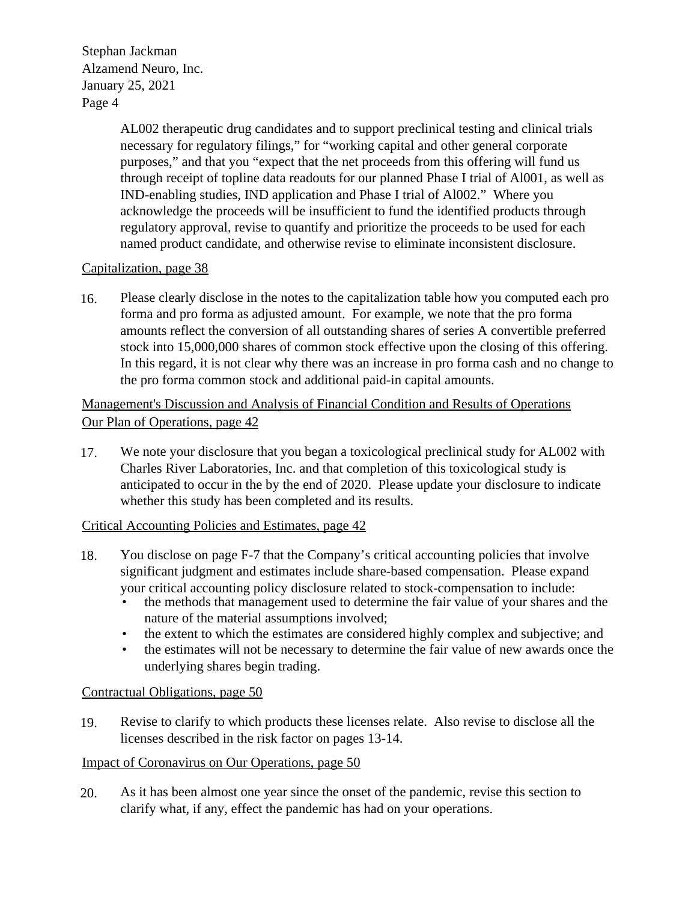AL002 therapeutic drug candidates and to support preclinical testing and clinical trials necessary for regulatory filings," for "working capital and other general corporate purposes," and that you "expect that the net proceeds from this offering will fund us through receipt of topline data readouts for our planned Phase I trial of Al001, as well as IND-enabling studies, IND application and Phase I trial of Al002." Where you acknowledge the proceeds will be insufficient to fund the identified products through regulatory approval, revise to quantify and prioritize the proceeds to be used for each named product candidate, and otherwise revise to eliminate inconsistent disclosure.

Capitalization, page 38

16. Please clearly disclose in the notes to the capitalization table how you computed each pro forma and pro forma as adjusted amount. For example, we note that the pro forma amounts reflect the conversion of all outstanding shares of series A convertible preferred stock into 15,000,000 shares of common stock effective upon the closing of this offering. In this regard, it is not clear why there was an increase in pro forma cash and no change to the pro forma common stock and additional paid-in capital amounts.

Management's Discussion and Analysis of Financial Condition and Results of Operations
Our Plan of Operations, page 42

17. We note your disclosure that you began a toxicological preclinical study for AL002 with Charles River Laboratories, Inc. and that completion of this toxicological study is anticipated to occur in the by the end of 2020. Please update your disclosure to indicate whether this study has been completed and its results.

Critical Accounting Policies and Estimates, page 42

18. You disclose on page F-7 that the Company's critical accounting policies that involve significant judgment and estimates include share-based compensation. Please expand your critical accounting policy disclosure related to stock-compensation to include:
    - the methods that management used to determine the fair value of your shares and the nature of the material assumptions involved;
    - the extent to which the estimates are considered highly complex and subjective; and
    - the estimates will not be necessary to determine the fair value of new awards once the underlying shares begin trading.

Contractual Obligations, page 50

19. Revise to clarify to which products these licenses relate. Also revise to disclose all the licenses described in the risk factor on pages 13-14.

Impact of Coronavirus on Our Operations, page 50

20. As it has been almost one year since the onset of the pandemic, revise this section to clarify what, if any, effect the pandemic has had on your operations.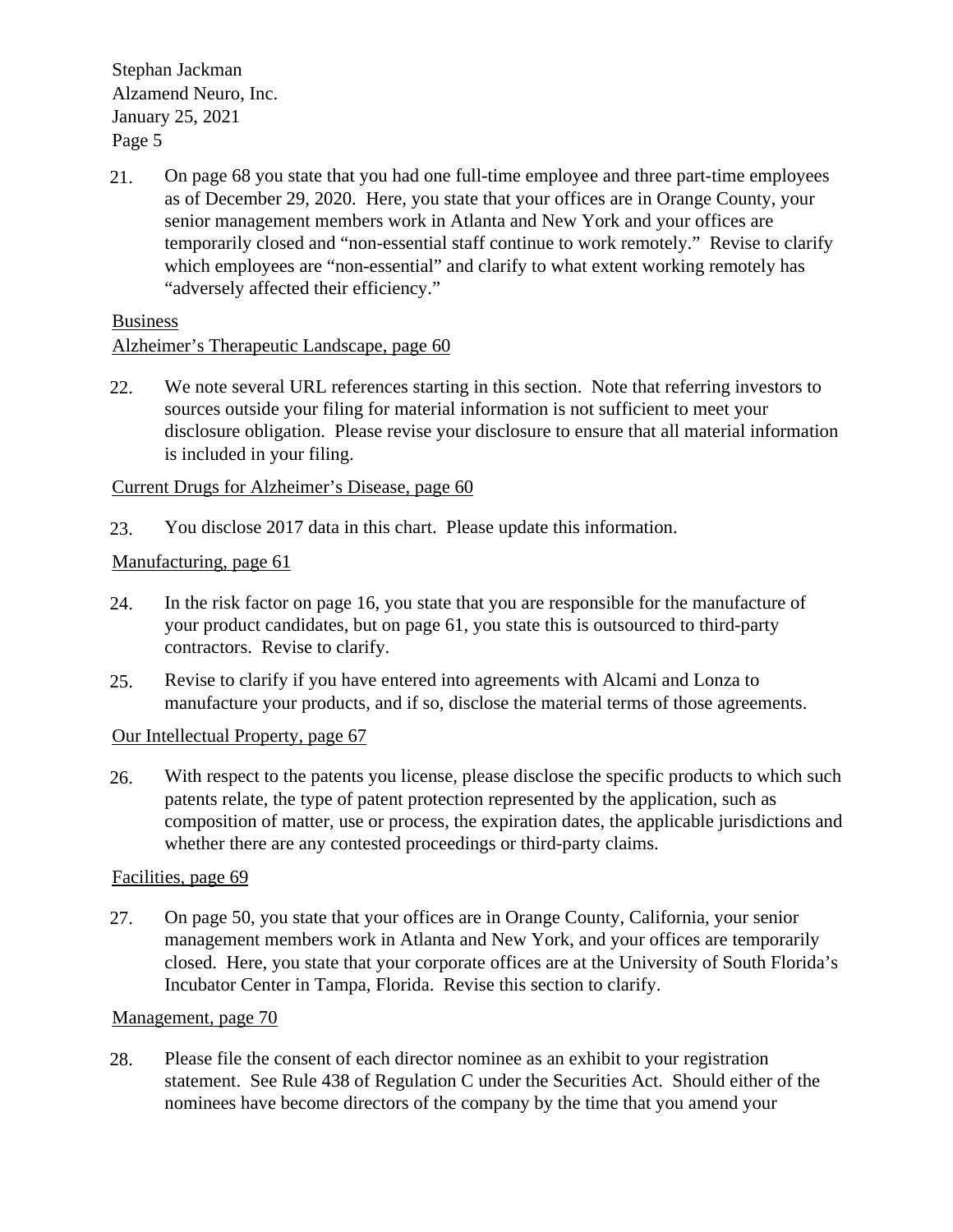21. On page 68 you state that you had one full-time employee and three part-time employees as of December 29, 2020. Here, you state that your offices are in Orange County, your senior management members work in Atlanta and New York and your offices are temporarily closed and "non-essential staff continue to work remotely." Revise to clarify which employees are "non-essential" and clarify to what extent working remotely has "adversely affected their efficiency."

Business
Alzheimer's Therapeutic Landscape, page 60

22. We note several URL references starting in this section. Note that referring investors to sources outside your filing for material information is not sufficient to meet your disclosure obligation. Please revise your disclosure to ensure that all material information is included in your filing.

Current Drugs for Alzheimer's Disease, page 60

23. You disclose 2017 data in this chart. Please update this information.

Manufacturing, page 61

24. In the risk factor on page 16, you state that you are responsible for the manufacture of your product candidates, but on page 61, you state this is outsourced to third-party contractors. Revise to clarify.

25. Revise to clarify if you have entered into agreements with Alcami and Lonza to manufacture your products, and if so, disclose the material terms of those agreements.

Our Intellectual Property, page 67

26. With respect to the patents you license, please disclose the specific products to which such patents relate, the type of patent protection represented by the application, such as composition of matter, use or process, the expiration dates, the applicable jurisdictions and whether there are any contested proceedings or third-party claims.

Facilities, page 69

27. On page 50, you state that your offices are in Orange County, California, your senior management members work in Atlanta and New York, and your offices are temporarily closed. Here, you state that your corporate offices are at the University of South Florida's Incubator Center in Tampa, Florida. Revise this section to clarify.

Management, page 70

28. Please file the consent of each director nominee as an exhibit to your registration statement. See Rule 438 of Regulation C under the Securities Act. Should either of the nominees have become directors of the company by the time that you amend your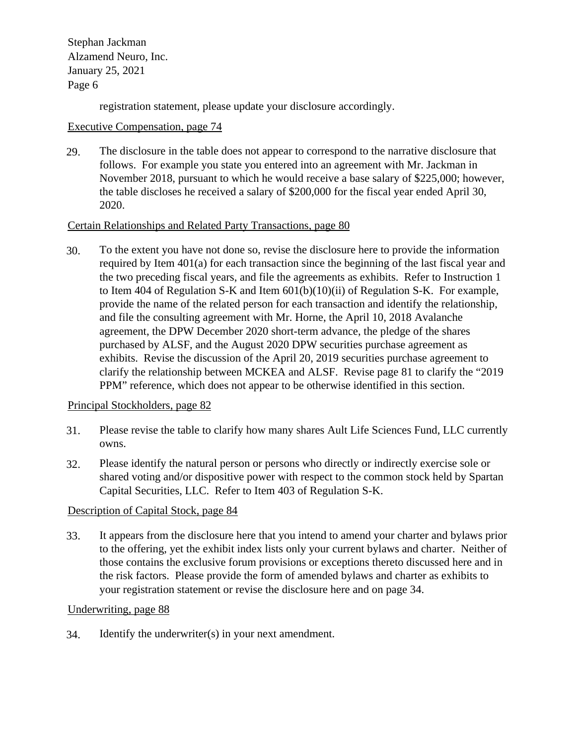registration statement, please update your disclosure accordingly.

Executive Compensation, page 74

29. The disclosure in the table does not appear to correspond to the narrative disclosure that follows. For example you state you entered into an agreement with Mr. Jackman in November 2018, pursuant to which he would receive a base salary of $225,000; however, the table discloses he received a salary of $200,000 for the fiscal year ended April 30, 2020.

Certain Relationships and Related Party Transactions, page 80

30. To the extent you have not done so, revise the disclosure here to provide the information required by Item 401(a) for each transaction since the beginning of the last fiscal year and the two preceding fiscal years, and file the agreements as exhibits. Refer to Instruction 1 to Item 404 of Regulation S-K and Item 601(b)(10)(ii) of Regulation S-K. For example, provide the name of the related person for each transaction and identify the relationship, and file the consulting agreement with Mr. Horne, the April 10, 2018 Avalanche agreement, the DPW December 2020 short-term advance, the pledge of the shares purchased by ALSF, and the August 2020 DPW securities purchase agreement as exhibits. Revise the discussion of the April 20, 2019 securities purchase agreement to clarify the relationship between MCKEA and ALSF. Revise page 81 to clarify the "2019 PPM" reference, which does not appear to be otherwise identified in this section.

Principal Stockholders, page 82

31. Please revise the table to clarify how many shares Ault Life Sciences Fund, LLC currently owns.

32. Please identify the natural person or persons who directly or indirectly exercise sole or shared voting and/or dispositive power with respect to the common stock held by Spartan Capital Securities, LLC. Refer to Item 403 of Regulation S-K.

Description of Capital Stock, page 84

33. It appears from the disclosure here that you intend to amend your charter and bylaws prior to the offering, yet the exhibit index lists only your current bylaws and charter. Neither of those contains the exclusive forum provisions or exceptions thereto discussed here and in the risk factors. Please provide the form of amended bylaws and charter as exhibits to your registration statement or revise the disclosure here and on page 34.

Underwriting, page 88

34. Identify the underwriter(s) in your next amendment.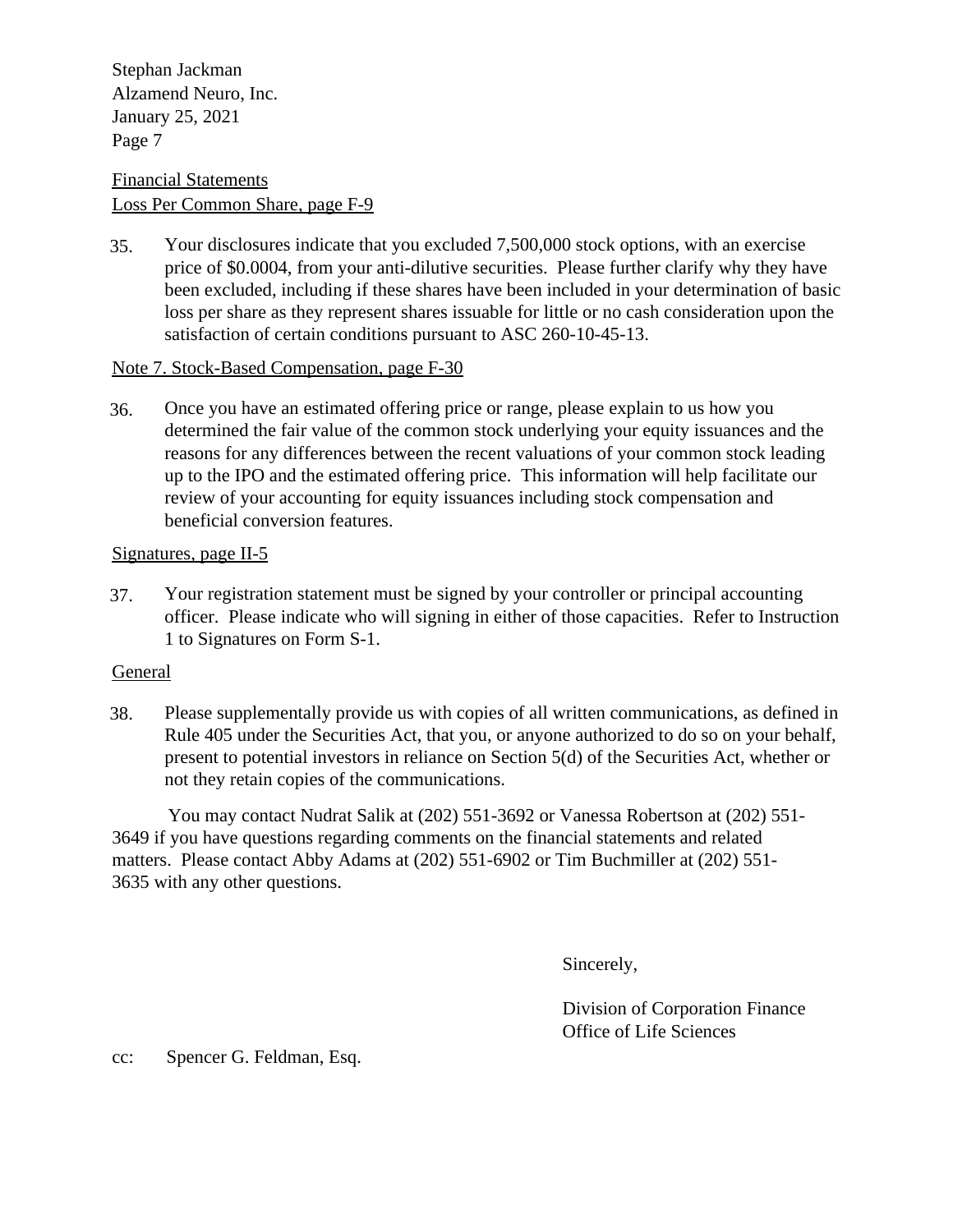Financial Statements
Loss Per Common Share, page F-9

35. Your disclosures indicate that you excluded 7,500,000 stock options, with an exercise price of $0.0004, from your anti-dilutive securities. Please further clarify why they have been excluded, including if these shares have been included in your determination of basic loss per share as they represent shares issuable for little or no cash consideration upon the satisfaction of certain conditions pursuant to ASC 260-10-45-13.

Note 7. Stock-Based Compensation, page F-30

36. Once you have an estimated offering price or range, please explain to us how you determined the fair value of the common stock underlying your equity issuances and the reasons for any differences between the recent valuations of your common stock leading up to the IPO and the estimated offering price. This information will help facilitate our review of your accounting for equity issuances including stock compensation and beneficial conversion features.

Signatures, page II-5

37. Your registration statement must be signed by your controller or principal accounting officer. Please indicate who will signing in either of those capacities. Refer to Instruction 1 to Signatures on Form S-1.

General

38. Please supplementally provide us with copies of all written communications, as defined in Rule 405 under the Securities Act, that you, or anyone authorized to do so on your behalf, present to potential investors in reliance on Section 5(d) of the Securities Act, whether or not they retain copies of the communications.

You may contact Nudrat Salik at (202) 551-3692 or Vanessa Robertson at (202) 551-3649 if you have questions regarding comments on the financial statements and related matters. Please contact Abby Adams at (202) 551-6902 or Tim Buchmiller at (202) 551-3635 with any other questions.

Sincerely,

Division of Corporation Finance
Office of Life Sciences

cc: Spencer G. Feldman, Esq.